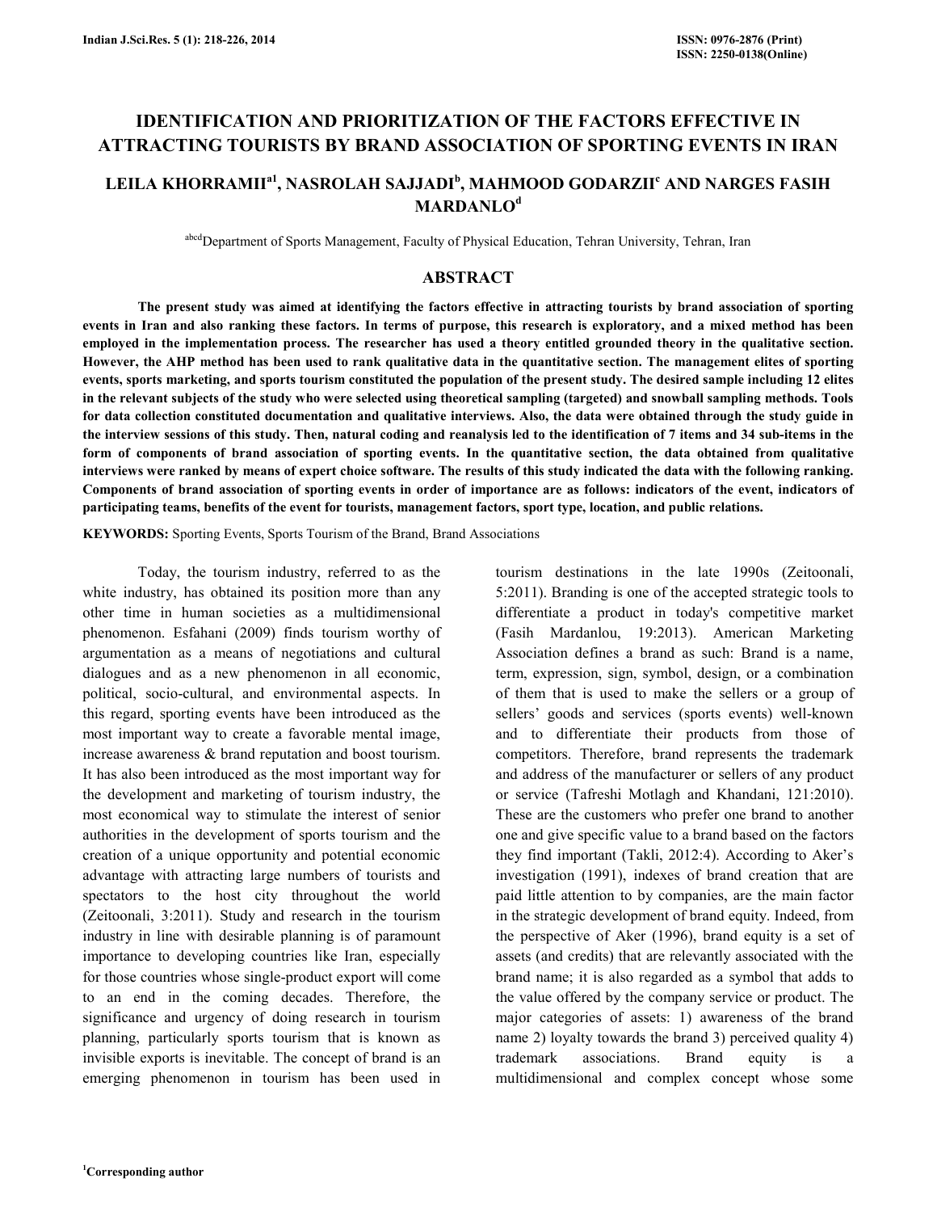# IDENTIFICATION AND PRIORITIZATION OF THE FACTORS EFFECTIVE IN ATTRACTING TOURISTS BY BRAND ASSOCIATION OF SPORTING EVENTS IN IRAN

## LEILA KHORRAMII[a1], NASROLAH SAJJADI[b], MAHMOOD GODARZII[c] AND NARGES FASIH MARDANLO[d]

[abcd]Department of Sports Management, Faculty of Physical Education, Tehran University, Tehran, Iran

## ABSTRACT

**The present study was aimed at identifying the factors effective in attracting tourists by brand association of sporting events in Iran and also ranking these factors. In terms of purpose, this research is exploratory, and a mixed method has been employed in the implementation process. The researcher has used a theory entitled grounded theory in the qualitative section. However, the AHP method has been used to rank qualitative data in the quantitative section. The management elites of sporting events, sports marketing, and sports tourism constituted the population of the present study. The desired sample including 12 elites in the relevant subjects of the study who were selected using theoretical sampling (targeted) and snowball sampling methods. Tools for data collection constituted documentation and qualitative interviews. Also, the data were obtained through the study guide in the interview sessions of this study. Then, natural coding and reanalysis led to the identification of 7 items and 34 sub-items in the form of components of brand association of sporting events. In the quantitative section, the data obtained from qualitative interviews were ranked by means of expert choice software. The results of this study indicated the data with the following ranking. Components of brand association of sporting events in order of importance are as follows: indicators of the event, indicators of participating teams, benefits of the event for tourists, management factors, sport type, location, and public relations.**

**KEYWORDS:** Sporting Events, Sports Tourism of the Brand, Brand Associations

Today, the tourism industry, referred to as the white industry, has obtained its position more than any other time in human societies as a multidimensional phenomenon. Esfahani (2009) finds tourism worthy of argumentation as a means of negotiations and cultural dialogues and as a new phenomenon in all economic, political, socio-cultural, and environmental aspects. In this regard, sporting events have been introduced as the most important way to create a favorable mental image, increase awareness & brand reputation and boost tourism. It has also been introduced as the most important way for the development and marketing of tourism industry, the most economical way to stimulate the interest of senior authorities in the development of sports tourism and the creation of a unique opportunity and potential economic advantage with attracting large numbers of tourists and spectators to the host city throughout the world (Zeitoonali, 3:2011). Study and research in the tourism industry in line with desirable planning is of paramount importance to developing countries like Iran, especially for those countries whose single-product export will come to an end in the coming decades. Therefore, the significance and urgency of doing research in tourism planning, particularly sports tourism that is known as invisible exports is inevitable. The concept of brand is an emerging phenomenon in tourism has been used in tourism destinations in the late 1990s (Zeitoonali, 5:2011). Branding is one of the accepted strategic tools to differentiate a product in today's competitive market (Fasih Mardanlou, 19:2013). American Marketing Association defines a brand as such: Brand is a name, term, expression, sign, symbol, design, or a combination of them that is used to make the sellers or a group of sellers' goods and services (sports events) well-known and to differentiate their products from those of competitors. Therefore, brand represents the trademark and address of the manufacturer or sellers of any product or service (Tafreshi Motlagh and Khandani, 121:2010). These are the customers who prefer one brand to another one and give specific value to a brand based on the factors they find important (Takli, 2012:4). According to Aker's investigation (1991), indexes of brand creation that are paid little attention to by companies, are the main factor in the strategic development of brand equity. Indeed, from the perspective of Aker (1996), brand equity is a set of assets (and credits) that are relevantly associated with the brand name; it is also regarded as a symbol that adds to the value offered by the company service or product. The major categories of assets: 1) awareness of the brand name 2) loyalty towards the brand 3) perceived quality 4) trademark associations. Brand equity is a multidimensional and complex concept whose some

[1]Corresponding author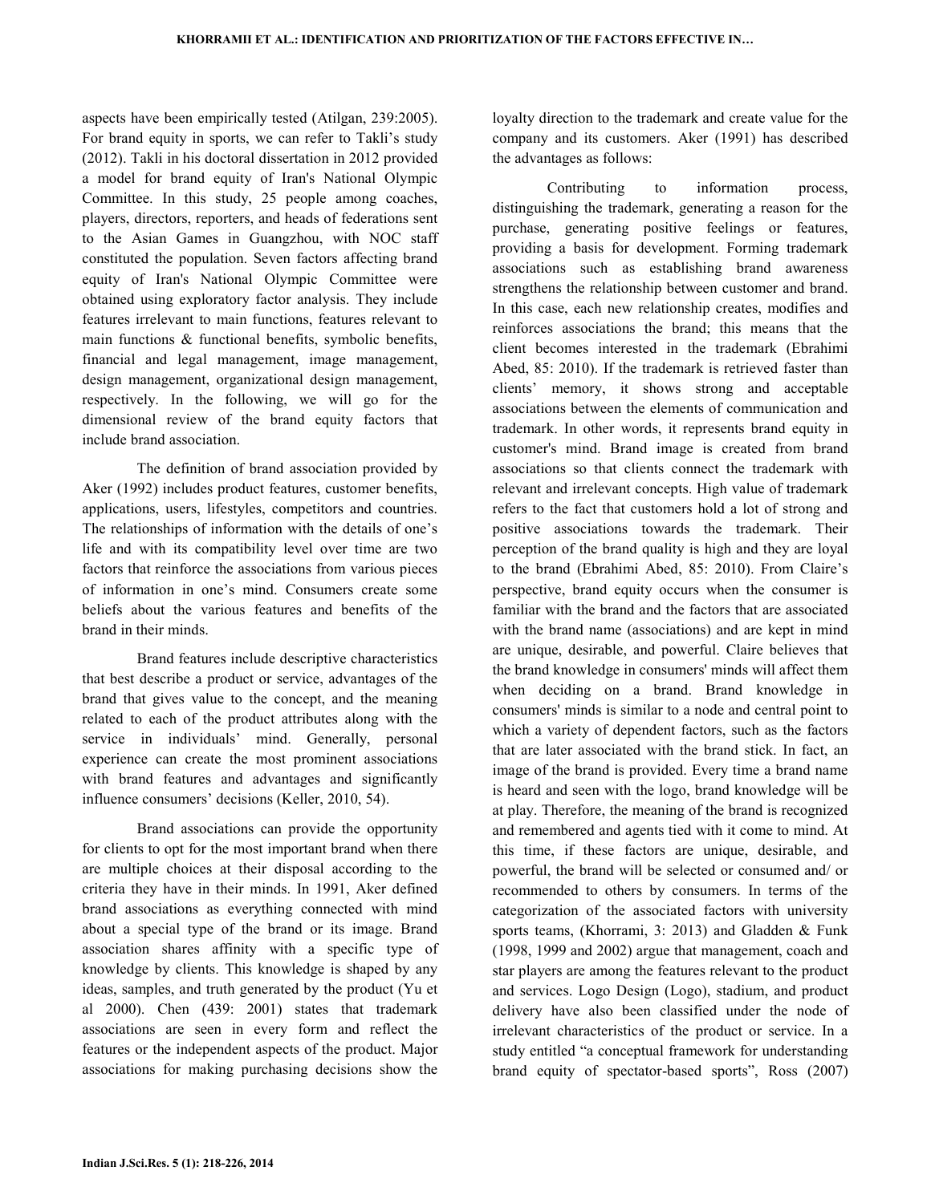aspects have been empirically tested (Atilgan, 239:2005). For brand equity in sports, we can refer to Takli's study (2012). Takli in his doctoral dissertation in 2012 provided a model for brand equity of Iran's National Olympic Committee. In this study, 25 people among coaches, players, directors, reporters, and heads of federations sent to the Asian Games in Guangzhou, with NOC staff constituted the population. Seven factors affecting brand equity of Iran's National Olympic Committee were obtained using exploratory factor analysis. They include features irrelevant to main functions, features relevant to main functions & functional benefits, symbolic benefits, financial and legal management, image management, design management, organizational design management, respectively. In the following, we will go for the dimensional review of the brand equity factors that include brand association.

The definition of brand association provided by Aker (1992) includes product features, customer benefits, applications, users, lifestyles, competitors and countries. The relationships of information with the details of one's life and with its compatibility level over time are two factors that reinforce the associations from various pieces of information in one's mind. Consumers create some beliefs about the various features and benefits of the brand in their minds.

Brand features include descriptive characteristics that best describe a product or service, advantages of the brand that gives value to the concept, and the meaning related to each of the product attributes along with the service in individuals' mind. Generally, personal experience can create the most prominent associations with brand features and advantages and significantly influence consumers' decisions (Keller, 2010, 54).

Brand associations can provide the opportunity for clients to opt for the most important brand when there are multiple choices at their disposal according to the criteria they have in their minds. In 1991, Aker defined brand associations as everything connected with mind about a special type of the brand or its image. Brand association shares affinity with a specific type of knowledge by clients. This knowledge is shaped by any ideas, samples, and truth generated by the product (Yu et al 2000). Chen (439: 2001) states that trademark associations are seen in every form and reflect the features or the independent aspects of the product. Major associations for making purchasing decisions show the loyalty direction to the trademark and create value for the company and its customers. Aker (1991) has described the advantages as follows:

Contributing to information process, distinguishing the trademark, generating a reason for the purchase, generating positive feelings or features, providing a basis for development. Forming trademark associations such as establishing brand awareness strengthens the relationship between customer and brand. In this case, each new relationship creates, modifies and reinforces associations the brand; this means that the client becomes interested in the trademark (Ebrahimi Abed, 85: 2010). If the trademark is retrieved faster than clients' memory, it shows strong and acceptable associations between the elements of communication and trademark. In other words, it represents brand equity in customer's mind. Brand image is created from brand associations so that clients connect the trademark with relevant and irrelevant concepts. High value of trademark refers to the fact that customers hold a lot of strong and positive associations towards the trademark. Their perception of the brand quality is high and they are loyal to the brand (Ebrahimi Abed, 85: 2010). From Claire's perspective, brand equity occurs when the consumer is familiar with the brand and the factors that are associated with the brand name (associations) and are kept in mind are unique, desirable, and powerful. Claire believes that the brand knowledge in consumers' minds will affect them when deciding on a brand. Brand knowledge in consumers' minds is similar to a node and central point to which a variety of dependent factors, such as the factors that are later associated with the brand stick. In fact, an image of the brand is provided. Every time a brand name is heard and seen with the logo, brand knowledge will be at play. Therefore, the meaning of the brand is recognized and remembered and agents tied with it come to mind. At this time, if these factors are unique, desirable, and powerful, the brand will be selected or consumed and/ or recommended to others by consumers. In terms of the categorization of the associated factors with university sports teams, (Khorrami, 3: 2013) and Gladden & Funk (1998, 1999 and 2002) argue that management, coach and star players are among the features relevant to the product and services. Logo Design (Logo), stadium, and product delivery have also been classified under the node of irrelevant characteristics of the product or service. In a study entitled "a conceptual framework for understanding brand equity of spectator-based sports", Ross (2007)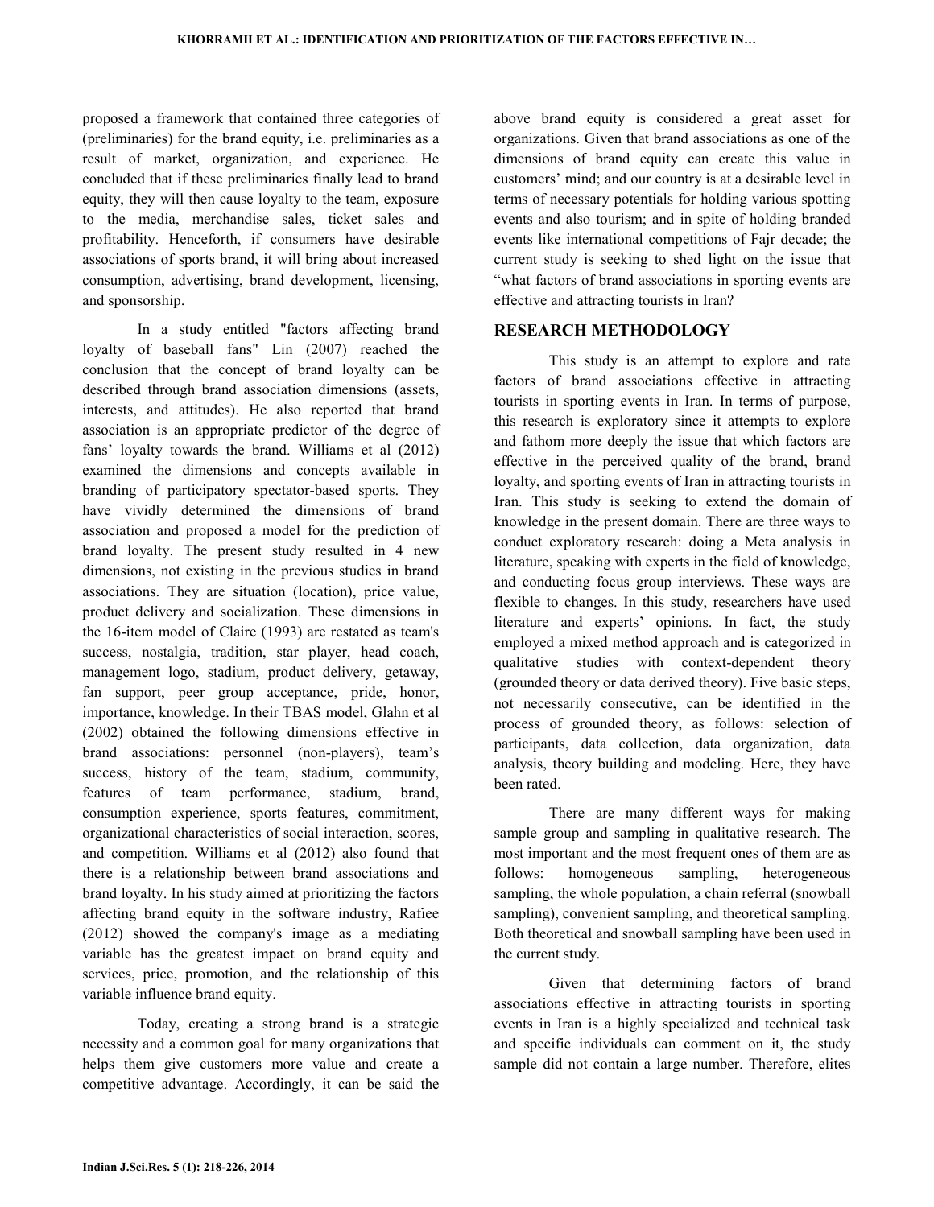proposed a framework that contained three categories of (preliminaries) for the brand equity, i.e. preliminaries as a result of market, organization, and experience. He concluded that if these preliminaries finally lead to brand equity, they will then cause loyalty to the team, exposure to the media, merchandise sales, ticket sales and profitability. Henceforth, if consumers have desirable associations of sports brand, it will bring about increased consumption, advertising, brand development, licensing, and sponsorship.

In a study entitled "factors affecting brand loyalty of baseball fans" Lin (2007) reached the conclusion that the concept of brand loyalty can be described through brand association dimensions (assets, interests, and attitudes). He also reported that brand association is an appropriate predictor of the degree of fans' loyalty towards the brand. Williams et al (2012) examined the dimensions and concepts available in branding of participatory spectator-based sports. They have vividly determined the dimensions of brand association and proposed a model for the prediction of brand loyalty. The present study resulted in 4 new dimensions, not existing in the previous studies in brand associations. They are situation (location), price value, product delivery and socialization. These dimensions in the 16-item model of Claire (1993) are restated as team's success, nostalgia, tradition, star player, head coach, management logo, stadium, product delivery, getaway, fan support, peer group acceptance, pride, honor, importance, knowledge. In their TBAS model, Glahn et al (2002) obtained the following dimensions effective in brand associations: personnel (non-players), team's success, history of the team, stadium, community, features of team performance, stadium, brand, consumption experience, sports features, commitment, organizational characteristics of social interaction, scores, and competition. Williams et al (2012) also found that there is a relationship between brand associations and brand loyalty. In his study aimed at prioritizing the factors affecting brand equity in the software industry, Rafiee (2012) showed the company's image as a mediating variable has the greatest impact on brand equity and services, price, promotion, and the relationship of this variable influence brand equity.

Today, creating a strong brand is a strategic necessity and a common goal for many organizations that helps them give customers more value and create a competitive advantage. Accordingly, it can be said the above brand equity is considered a great asset for organizations. Given that brand associations as one of the dimensions of brand equity can create this value in customers' mind; and our country is at a desirable level in terms of necessary potentials for holding various spotting events and also tourism; and in spite of holding branded events like international competitions of Fajr decade; the current study is seeking to shed light on the issue that "what factors of brand associations in sporting events are effective and attracting tourists in Iran?

## RESEARCH METHODOLOGY

This study is an attempt to explore and rate factors of brand associations effective in attracting tourists in sporting events in Iran. In terms of purpose, this research is exploratory since it attempts to explore and fathom more deeply the issue that which factors are effective in the perceived quality of the brand, brand loyalty, and sporting events of Iran in attracting tourists in Iran. This study is seeking to extend the domain of knowledge in the present domain. There are three ways to conduct exploratory research: doing a Meta analysis in literature, speaking with experts in the field of knowledge, and conducting focus group interviews. These ways are flexible to changes. In this study, researchers have used literature and experts' opinions. In fact, the study employed a mixed method approach and is categorized in qualitative studies with context-dependent theory (grounded theory or data derived theory). Five basic steps, not necessarily consecutive, can be identified in the process of grounded theory, as follows: selection of participants, data collection, data organization, data analysis, theory building and modeling. Here, they have been rated.

There are many different ways for making sample group and sampling in qualitative research. The most important and the most frequent ones of them are as follows: homogeneous sampling, heterogeneous sampling, the whole population, a chain referral (snowball sampling), convenient sampling, and theoretical sampling. Both theoretical and snowball sampling have been used in the current study.

Given that determining factors of brand associations effective in attracting tourists in sporting events in Iran is a highly specialized and technical task and specific individuals can comment on it, the study sample did not contain a large number. Therefore, elites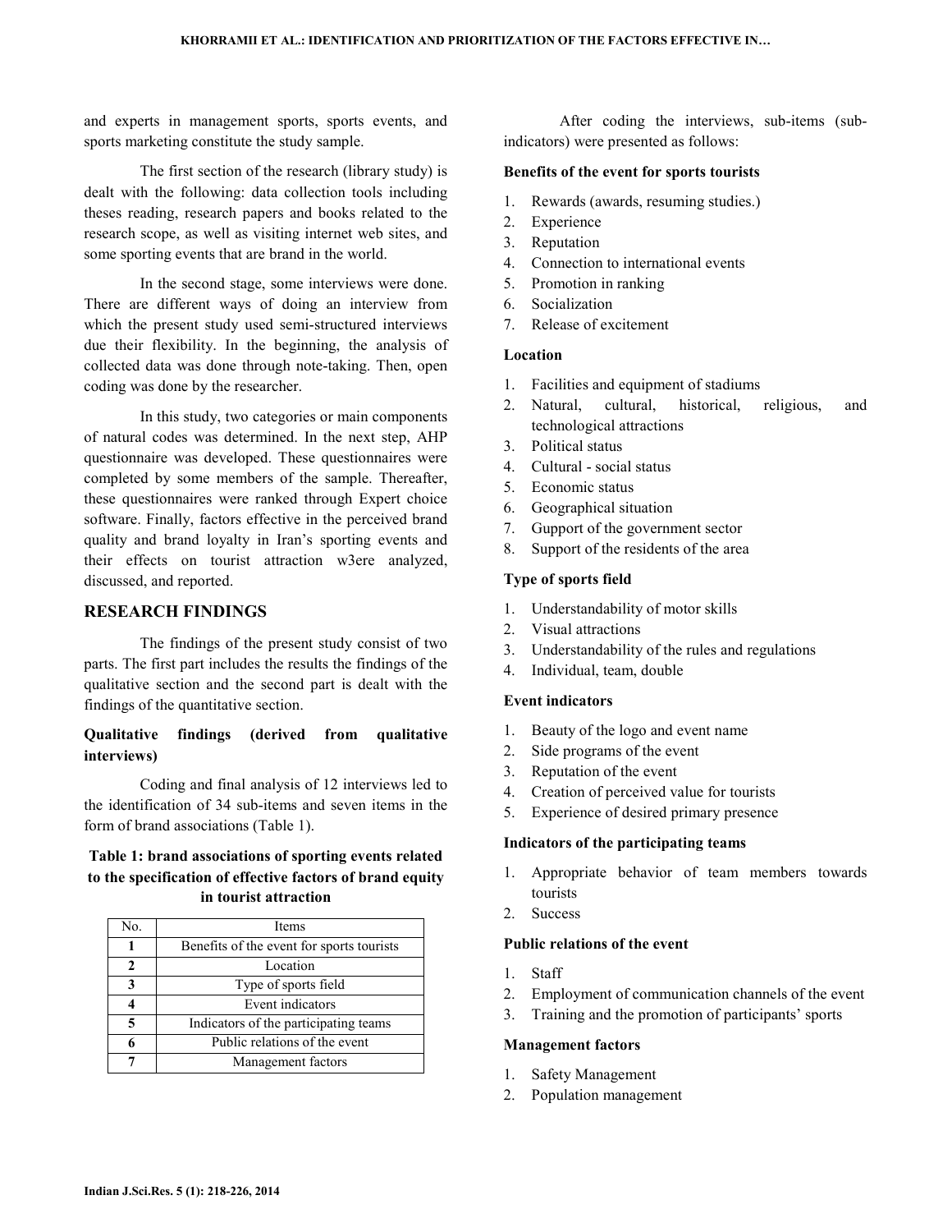and experts in management sports, sports events, and sports marketing constitute the study sample.

The first section of the research (library study) is dealt with the following: data collection tools including theses reading, research papers and books related to the research scope, as well as visiting internet web sites, and some sporting events that are brand in the world.

In the second stage, some interviews were done. There are different ways of doing an interview from which the present study used semi-structured interviews due their flexibility. In the beginning, the analysis of collected data was done through note-taking. Then, open coding was done by the researcher.

In this study, two categories or main components of natural codes was determined. In the next step, AHP questionnaire was developed. These questionnaires were completed by some members of the sample. Thereafter, these questionnaires were ranked through Expert choice software. Finally, factors effective in the perceived brand quality and brand loyalty in Iran's sporting events and their effects on tourist attraction w3ere analyzed, discussed, and reported.

## RESEARCH FINDINGS

The findings of the present study consist of two parts. The first part includes the results the findings of the qualitative section and the second part is dealt with the findings of the quantitative section.

### Qualitative findings (derived from qualitative interviews)

Coding and final analysis of 12 interviews led to the identification of 34 sub-items and seven items in the form of brand associations (Table 1).

**Table 1: brand associations of sporting events related to the specification of effective factors of brand equity in tourist attraction**

| No. | Items |
|---|---|
| **1** | Benefits of the event for sports tourists |
| **2** | Location |
| **3** | Type of sports field |
| **4** | Event indicators |
| **5** | Indicators of the participating teams |
| **6** | Public relations of the event |
| **7** | Management factors |

After coding the interviews, sub-items (sub-indicators) were presented as follows:

**Benefits of the event for sports tourists**

1. Rewards (awards, resuming studies.)
2. Experience
3. Reputation
4. Connection to international events
5. Promotion in ranking
6. Socialization
7. Release of excitement

**Location**

1. Facilities and equipment of stadiums
2. Natural, cultural, historical, religious, and technological attractions
3. Political status
4. Cultural - social status
5. Economic status
6. Geographical situation
7. Gupport of the government sector
8. Support of the residents of the area

**Type of sports field**

1. Understandability of motor skills
2. Visual attractions
3. Understandability of the rules and regulations
4. Individual, team, double

**Event indicators**

1. Beauty of the logo and event name
2. Side programs of the event
3. Reputation of the event
4. Creation of perceived value for tourists
5. Experience of desired primary presence

**Indicators of the participating teams**

1. Appropriate behavior of team members towards tourists
2. Success

**Public relations of the event**

1. Staff
2. Employment of communication channels of the event
3. Training and the promotion of participants' sports

**Management factors**

1. Safety Management
2. Population management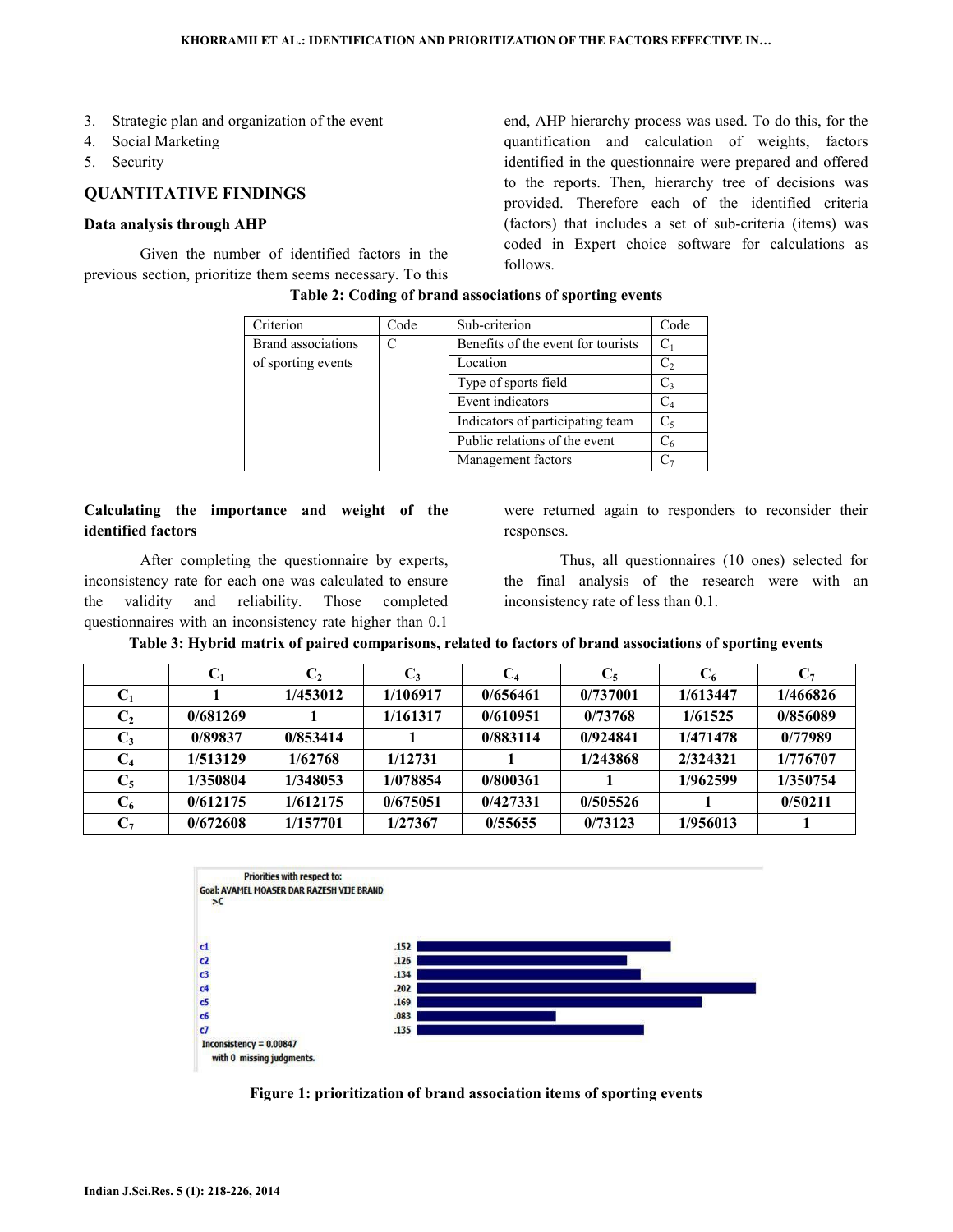3. Strategic plan and organization of the event
4. Social Marketing
5. Security

## QUANTITATIVE FINDINGS

### Data analysis through AHP

Given the number of identified factors in the previous section, prioritize them seems necessary. To this end, AHP hierarchy process was used. To do this, for the quantification and calculation of weights, factors identified in the questionnaire were prepared and offered to the reports. Then, hierarchy tree of decisions was provided. Therefore each of the identified criteria (factors) that includes a set of sub-criteria (items) was coded in Expert choice software for calculations as follows.

**Table 2: Coding of brand associations of sporting events**

| Criterion | Code | Sub-criterion | Code |
|---|---|---|---|
| Brand associations of sporting events | C | Benefits of the event for tourists | $C_1$ |
| | | Location | $C_2$ |
| | | Type of sports field | $C_3$ |
| | | Event indicators | $C_4$ |
| | | Indicators of participating team | $C_5$ |
| | | Public relations of the event | $C_6$ |
| | | Management factors | $C_7$ |

### Calculating the importance and weight of the identified factors

After completing the questionnaire by experts, inconsistency rate for each one was calculated to ensure the validity and reliability. Those completed questionnaires with an inconsistency rate higher than 0.1 were returned again to responders to reconsider their responses.

Thus, all questionnaires (10 ones) selected for the final analysis of the research were with an inconsistency rate of less than 0.1.

**Table 3: Hybrid matrix of paired comparisons, related to factors of brand associations of sporting events**

| | $C_1$ | $C_2$ | $C_3$ | $C_4$ | $C_5$ | $C_6$ | $C_7$ |
|---|---|---|---|---|---|---|---|
| $C_1$ | 1 | 1/453012 | 1/106917 | 0/656461 | 0/737001 | 1/613447 | 1/466826 |
| $C_2$ | 0/681269 | 1 | 1/161317 | 0/610951 | 0/73768 | 1/61525 | 0/856089 |
| $C_3$ | 0/89837 | 0/853414 | 1 | 0/883114 | 0/924841 | 1/471478 | 0/77989 |
| $C_4$ | 1/513129 | 1/62768 | 1/12731 | 1 | 1/243868 | 2/324321 | 1/776707 |
| $C_5$ | 1/350804 | 1/348053 | 1/078854 | 0/800361 | 1 | 1/962599 | 1/350754 |
| $C_6$ | 0/612175 | 1/612175 | 0/675051 | 0/427331 | 0/505526 | 1 | 0/50211 |
| $C_7$ | 0/672608 | 1/157701 | 1/27367 | 0/55655 | 0/73123 | 1/956013 | 1 |

Priorities with respect to:
Goal: AVAMEL MOASER DAR RAZESH VIJE BRAND
>C

| | |
|---|---|
| c1 | .152 |
| c2 | .126 |
| c3 | .134 |
| c4 | .202 |
| c5 | .169 |
| c6 | .083 |
| c7 | .135 |

Inconsistency = 0.00847
with 0 missing judgments.

**Figure 1: prioritization of brand association items of sporting events**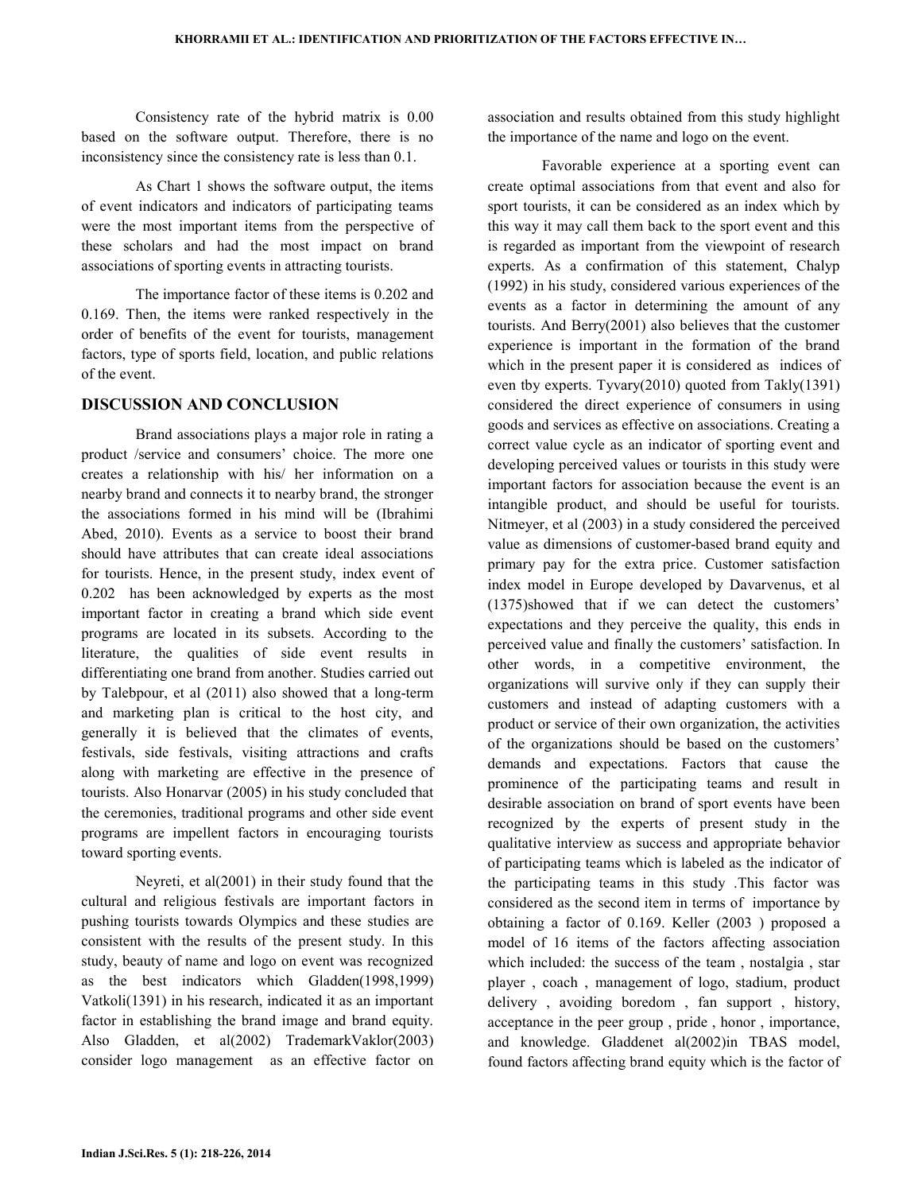Consistency rate of the hybrid matrix is 0.00 based on the software output. Therefore, there is no inconsistency since the consistency rate is less than 0.1.

As Chart 1 shows the software output, the items of event indicators and indicators of participating teams were the most important items from the perspective of these scholars and had the most impact on brand associations of sporting events in attracting tourists.

The importance factor of these items is 0.202 and 0.169. Then, the items were ranked respectively in the order of benefits of the event for tourists, management factors, type of sports field, location, and public relations of the event.

## DISCUSSION AND CONCLUSION

Brand associations plays a major role in rating a product /service and consumers' choice. The more one creates a relationship with his/ her information on a nearby brand and connects it to nearby brand, the stronger the associations formed in his mind will be (Ibrahimi Abed, 2010). Events as a service to boost their brand should have attributes that can create ideal associations for tourists. Hence, in the present study, index event of 0.202 has been acknowledged by experts as the most important factor in creating a brand which side event programs are located in its subsets. According to the literature, the qualities of side event results in differentiating one brand from another. Studies carried out by Talebpour, et al (2011) also showed that a long-term and marketing plan is critical to the host city, and generally it is believed that the climates of events, festivals, side festivals, visiting attractions and crafts along with marketing are effective in the presence of tourists. Also Honarvar (2005) in his study concluded that the ceremonies, traditional programs and other side event programs are impellent factors in encouraging tourists toward sporting events.

Neyreti, et al(2001) in their study found that the cultural and religious festivals are important factors in pushing tourists towards Olympics and these studies are consistent with the results of the present study. In this study, beauty of name and logo on event was recognized as the best indicators which Gladden(1998,1999) Vatkoli(1391) in his research, indicated it as an important factor in establishing the brand image and brand equity. Also Gladden, et al(2002) TrademarkVaklor(2003) consider logo management as an effective factor on association and results obtained from this study highlight the importance of the name and logo on the event.

Favorable experience at a sporting event can create optimal associations from that event and also for sport tourists, it can be considered as an index which by this way it may call them back to the sport event and this is regarded as important from the viewpoint of research experts. As a confirmation of this statement, Chalyp (1992) in his study, considered various experiences of the events as a factor in determining the amount of any tourists. And Berry(2001) also believes that the customer experience is important in the formation of the brand which in the present paper it is considered as indices of even tby experts. Tyvary(2010) quoted from Takly(1391) considered the direct experience of consumers in using goods and services as effective on associations. Creating a correct value cycle as an indicator of sporting event and developing perceived values or tourists in this study were important factors for association because the event is an intangible product, and should be useful for tourists. Nitmeyer, et al (2003) in a study considered the perceived value as dimensions of customer-based brand equity and primary pay for the extra price. Customer satisfaction index model in Europe developed by Davarvenus, et al (1375)showed that if we can detect the customers' expectations and they perceive the quality, this ends in perceived value and finally the customers' satisfaction. In other words, in a competitive environment, the organizations will survive only if they can supply their customers and instead of adapting customers with a product or service of their own organization, the activities of the organizations should be based on the customers' demands and expectations. Factors that cause the prominence of the participating teams and result in desirable association on brand of sport events have been recognized by the experts of present study in the qualitative interview as success and appropriate behavior of participating teams which is labeled as the indicator of the participating teams in this study .This factor was considered as the second item in terms of importance by obtaining a factor of 0.169. Keller (2003 ) proposed a model of 16 items of the factors affecting association which included: the success of the team , nostalgia , star player , coach , management of logo, stadium, product delivery , avoiding boredom , fan support , history, acceptance in the peer group , pride , honor , importance, and knowledge. Gladdenet al(2002)in TBAS model, found factors affecting brand equity which is the factor of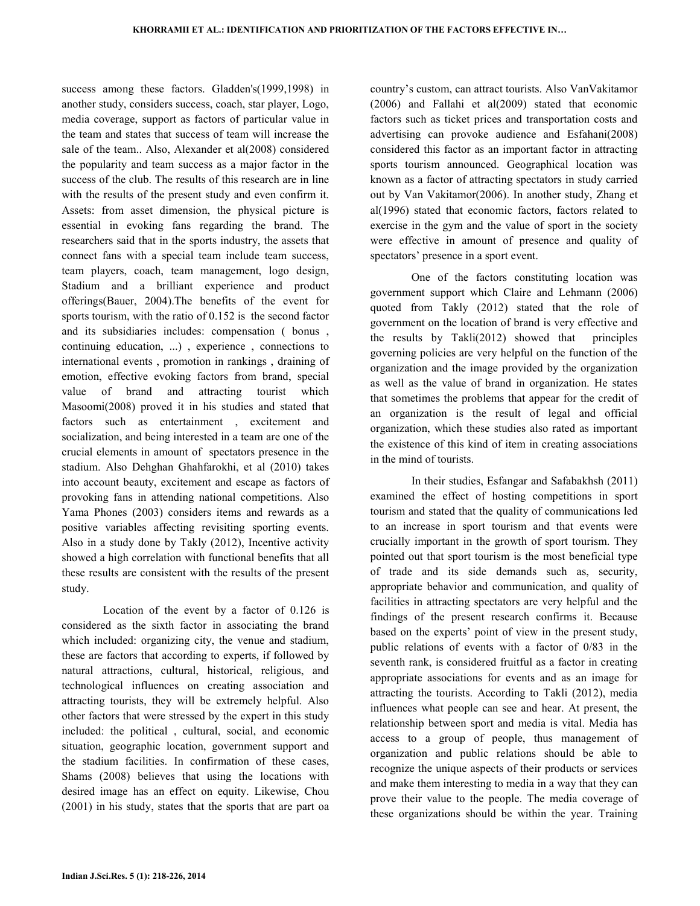success among these factors. Gladden's(1999,1998) in another study, considers success, coach, star player, Logo, media coverage, support as factors of particular value in the team and states that success of team will increase the sale of the team.. Also, Alexander et al(2008) considered the popularity and team success as a major factor in the success of the club. The results of this research are in line with the results of the present study and even confirm it. Assets: from asset dimension, the physical picture is essential in evoking fans regarding the brand. The researchers said that in the sports industry, the assets that connect fans with a special team include team success, team players, coach, team management, logo design, Stadium and a brilliant experience and product offerings(Bauer, 2004).The benefits of the event for sports tourism, with the ratio of 0.152 is the second factor and its subsidiaries includes: compensation ( bonus , continuing education, ...) , experience , connections to international events , promotion in rankings , draining of emotion, effective evoking factors from brand, special value of brand and attracting tourist which Masoomi(2008) proved it in his studies and stated that factors such as entertainment , excitement and socialization, and being interested in a team are one of the crucial elements in amount of spectators presence in the stadium. Also Dehghan Ghahfarokhi, et al (2010) takes into account beauty, excitement and escape as factors of provoking fans in attending national competitions. Also Yama Phones (2003) considers items and rewards as a positive variables affecting revisiting sporting events. Also in a study done by Takly (2012), Incentive activity showed a high correlation with functional benefits that all these results are consistent with the results of the present study.

Location of the event by a factor of 0.126 is considered as the sixth factor in associating the brand which included: organizing city, the venue and stadium, these are factors that according to experts, if followed by natural attractions, cultural, historical, religious, and technological influences on creating association and attracting tourists, they will be extremely helpful. Also other factors that were stressed by the expert in this study included: the political , cultural, social, and economic situation, geographic location, government support and the stadium facilities. In confirmation of these cases, Shams (2008) believes that using the locations with desired image has an effect on equity. Likewise, Chou (2001) in his study, states that the sports that are part oa country's custom, can attract tourists. Also VanVakitamor (2006) and Fallahi et al(2009) stated that economic factors such as ticket prices and transportation costs and advertising can provoke audience and Esfahani(2008) considered this factor as an important factor in attracting sports tourism announced. Geographical location was known as a factor of attracting spectators in study carried out by Van Vakitamor(2006). In another study, Zhang et al(1996) stated that economic factors, factors related to exercise in the gym and the value of sport in the society were effective in amount of presence and quality of spectators' presence in a sport event.

One of the factors constituting location was government support which Claire and Lehmann (2006) quoted from Takly (2012) stated that the role of government on the location of brand is very effective and the results by Takli(2012) showed that principles governing policies are very helpful on the function of the organization and the image provided by the organization as well as the value of brand in organization. He states that sometimes the problems that appear for the credit of an organization is the result of legal and official organization, which these studies also rated as important the existence of this kind of item in creating associations in the mind of tourists.

In their studies, Esfangar and Safabakhsh (2011) examined the effect of hosting competitions in sport tourism and stated that the quality of communications led to an increase in sport tourism and that events were crucially important in the growth of sport tourism. They pointed out that sport tourism is the most beneficial type of trade and its side demands such as, security, appropriate behavior and communication, and quality of facilities in attracting spectators are very helpful and the findings of the present research confirms it. Because based on the experts' point of view in the present study, public relations of events with a factor of 0/83 in the seventh rank, is considered fruitful as a factor in creating appropriate associations for events and as an image for attracting the tourists. According to Takli (2012), media influences what people can see and hear. At present, the relationship between sport and media is vital. Media has access to a group of people, thus management of organization and public relations should be able to recognize the unique aspects of their products or services and make them interesting to media in a way that they can prove their value to the people. The media coverage of these organizations should be within the year. Training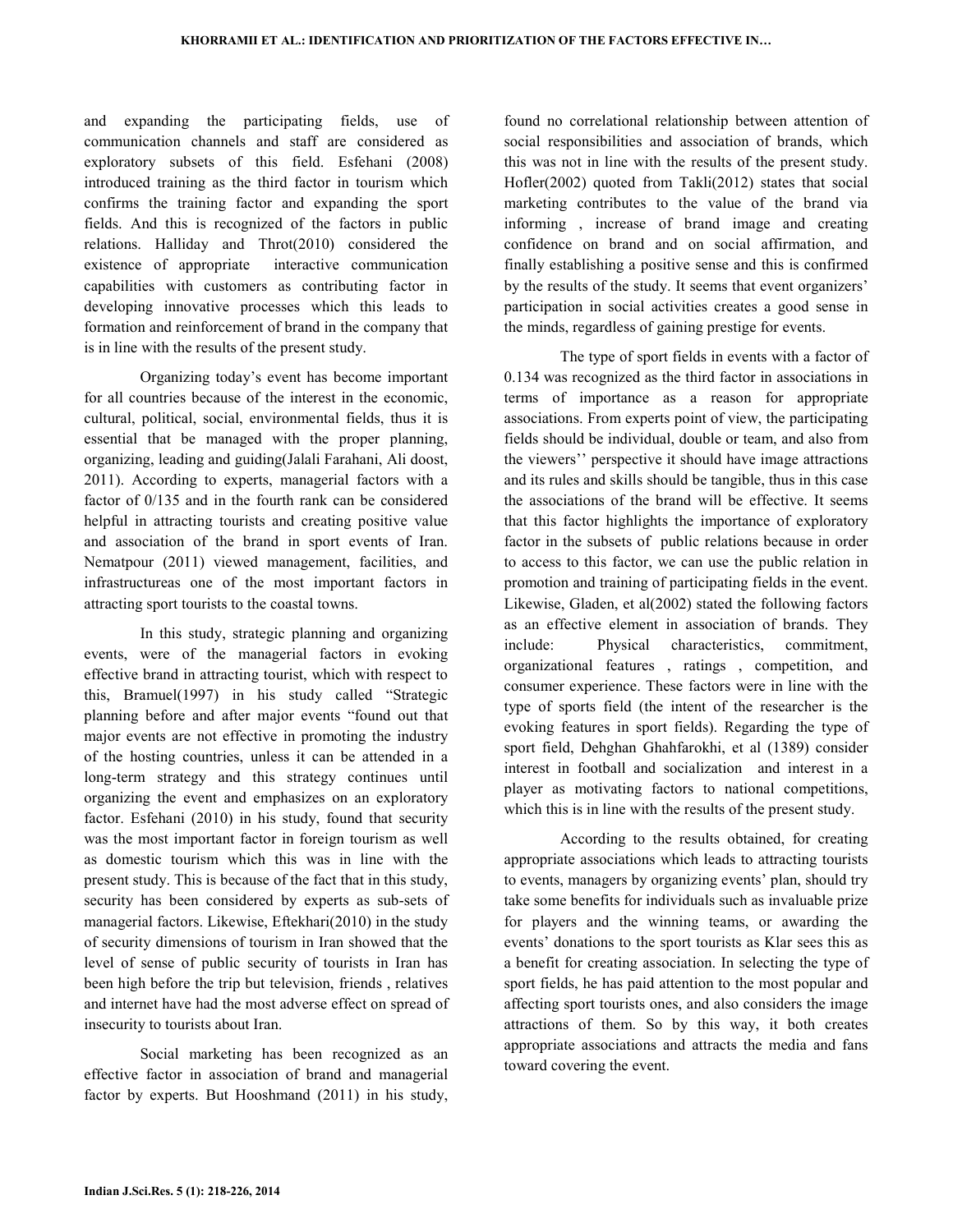and expanding the participating fields, use of communication channels and staff are considered as exploratory subsets of this field. Esfehani (2008) introduced training as the third factor in tourism which confirms the training factor and expanding the sport fields. And this is recognized of the factors in public relations. Halliday and Throt(2010) considered the existence of appropriate interactive communication capabilities with customers as contributing factor in developing innovative processes which this leads to formation and reinforcement of brand in the company that is in line with the results of the present study.

Organizing today's event has become important for all countries because of the interest in the economic, cultural, political, social, environmental fields, thus it is essential that be managed with the proper planning, organizing, leading and guiding(Jalali Farahani, Ali doost, 2011). According to experts, managerial factors with a factor of 0/135 and in the fourth rank can be considered helpful in attracting tourists and creating positive value and association of the brand in sport events of Iran. Nematpour (2011) viewed management, facilities, and infrastructureas one of the most important factors in attracting sport tourists to the coastal towns.

In this study, strategic planning and organizing events, were of the managerial factors in evoking effective brand in attracting tourist, which with respect to this, Bramuel(1997) in his study called "Strategic planning before and after major events "found out that major events are not effective in promoting the industry of the hosting countries, unless it can be attended in a long-term strategy and this strategy continues until organizing the event and emphasizes on an exploratory factor. Esfehani (2010) in his study, found that security was the most important factor in foreign tourism as well as domestic tourism which this was in line with the present study. This is because of the fact that in this study, security has been considered by experts as sub-sets of managerial factors. Likewise, Eftekhari(2010) in the study of security dimensions of tourism in Iran showed that the level of sense of public security of tourists in Iran has been high before the trip but television, friends , relatives and internet have had the most adverse effect on spread of insecurity to tourists about Iran.

Social marketing has been recognized as an effective factor in association of brand and managerial factor by experts. But Hooshmand (2011) in his study, found no correlational relationship between attention of social responsibilities and association of brands, which this was not in line with the results of the present study. Hofler(2002) quoted from Takli(2012) states that social marketing contributes to the value of the brand via informing , increase of brand image and creating confidence on brand and on social affirmation, and finally establishing a positive sense and this is confirmed by the results of the study. It seems that event organizers' participation in social activities creates a good sense in the minds, regardless of gaining prestige for events.

The type of sport fields in events with a factor of 0.134 was recognized as the third factor in associations in terms of importance as a reason for appropriate associations. From experts point of view, the participating fields should be individual, double or team, and also from the viewers'' perspective it should have image attractions and its rules and skills should be tangible, thus in this case the associations of the brand will be effective. It seems that this factor highlights the importance of exploratory factor in the subsets of public relations because in order to access to this factor, we can use the public relation in promotion and training of participating fields in the event. Likewise, Gladen, et al(2002) stated the following factors as an effective element in association of brands. They include: Physical characteristics, commitment, organizational features , ratings , competition, and consumer experience. These factors were in line with the type of sports field (the intent of the researcher is the evoking features in sport fields). Regarding the type of sport field, Dehghan Ghahfarokhi, et al (1389) consider interest in football and socialization and interest in a player as motivating factors to national competitions, which this is in line with the results of the present study.

According to the results obtained, for creating appropriate associations which leads to attracting tourists to events, managers by organizing events' plan, should try take some benefits for individuals such as invaluable prize for players and the winning teams, or awarding the events' donations to the sport tourists as Klar sees this as a benefit for creating association. In selecting the type of sport fields, he has paid attention to the most popular and affecting sport tourists ones, and also considers the image attractions of them. So by this way, it both creates appropriate associations and attracts the media and fans toward covering the event.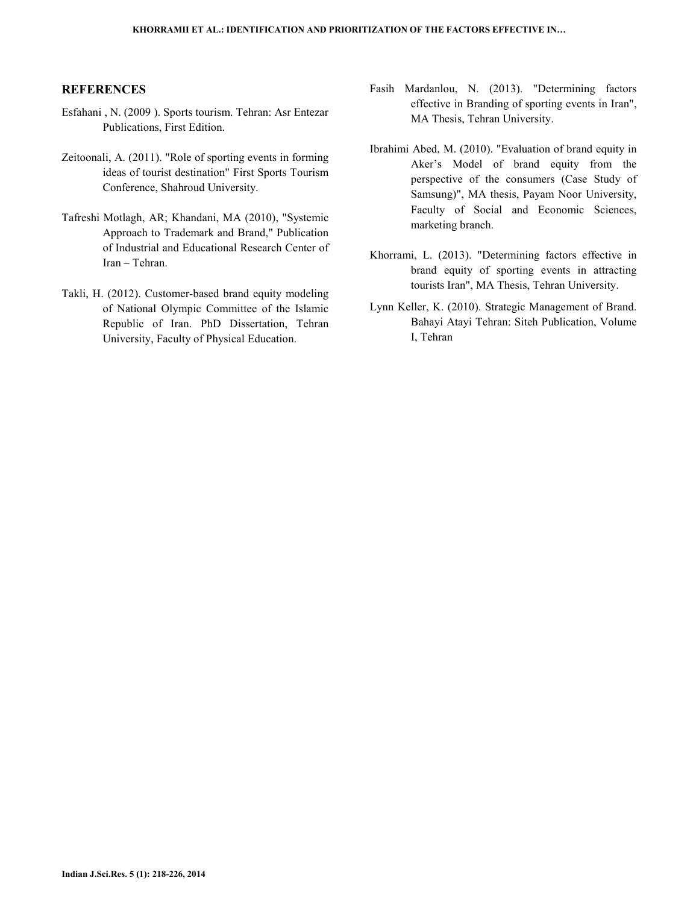## REFERENCES

Esfahani , N. (2009 ). Sports tourism. Tehran: Asr Entezar Publications, First Edition.

Zeitoonali, A. (2011). "Role of sporting events in forming ideas of tourist destination" First Sports Tourism Conference, Shahroud University.

Tafreshi Motlagh, AR; Khandani, MA (2010), "Systemic Approach to Trademark and Brand," Publication of Industrial and Educational Research Center of Iran – Tehran.

Takli, H. (2012). Customer-based brand equity modeling of National Olympic Committee of the Islamic Republic of Iran. PhD Dissertation, Tehran University, Faculty of Physical Education.

Fasih Mardanlou, N. (2013). "Determining factors effective in Branding of sporting events in Iran", MA Thesis, Tehran University.

Ibrahimi Abed, M. (2010). "Evaluation of brand equity in Aker's Model of brand equity from the perspective of the consumers (Case Study of Samsung)", MA thesis, Payam Noor University, Faculty of Social and Economic Sciences, marketing branch.

Khorrami, L. (2013). "Determining factors effective in brand equity of sporting events in attracting tourists Iran", MA Thesis, Tehran University.

Lynn Keller, K. (2010). Strategic Management of Brand. Bahayi Atayi Tehran: Siteh Publication, Volume I, Tehran